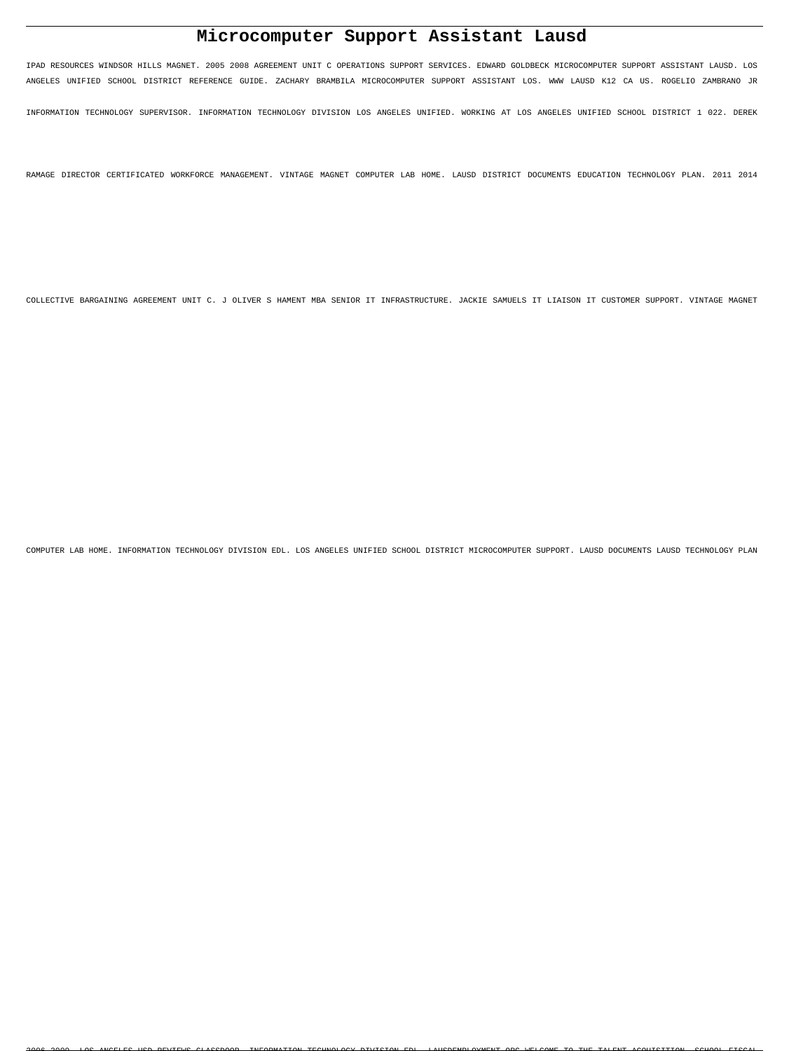# Microcomputer Support Assistant Lausd

IPAD RESOURCES WINDSOR HILLS MAGNET. 2005 2008 AGREEMENT UNIT C OPERATIONS SUPPORT SERVICES. EDWARD GOLDBECK MICROCOMPUTER SUPPORT ASSISTANT LAUSD. LOS ANGELES UNIFIED SCHOOL DISTRICT REFERENCE GUIDE. ZACHARY BRAMBILA MICROCOMPUTER SUPPORT ASSISTANT LOS. WWW LAUSD K12 CA US. ROGELIO ZAMBRANO JR INFORMATION TECHNOLOGY SUPERVISOR. INFORMATION TECHNOLOGY DIVISION LOS ANGELES UNIFIED. WORKING AT LOS ANGELES UNIFIED SCHOOL DISTRICT 1 022. DEREK RAMAGE DIRECTOR CERTIFICATED WORKFORCE MANAGEMENT. VINTAGE MAGNET COMPUTER LAB HOME. LAUSD DISTRICT DOCUMENTS EDUCATION TECHNOLOGY PLAN. 2011 2014 COLLECTIVE BARGAINING AGREEMENT UNIT C. J OLIVER S HAMENT MBA SENIOR IT INFRASTRUCTURE. JACKIE SAMUELS IT LIAISON IT CUSTOMER SUPPORT. VINTAGE MAGNET COMPUTER LAB HOME. INFORMATION TECHNOLOGY DIVISION EDL. LOS ANGELES UNIFIED SCHOOL DISTRICT MICROCOMPUTER SUPPORT. LAUSD DOCUMENTS LAUSD TECHNOLOGY PLAN 2006 2009. LOS ANGELES USD REVIEWS GLASSDOOR. INFORMATION TECHNOLOGY DIVISION EDL. LAUSDEMPLOYMENT ORG WELCOME TO THE TALENT ACQUISITION. SCHOOL FISCAL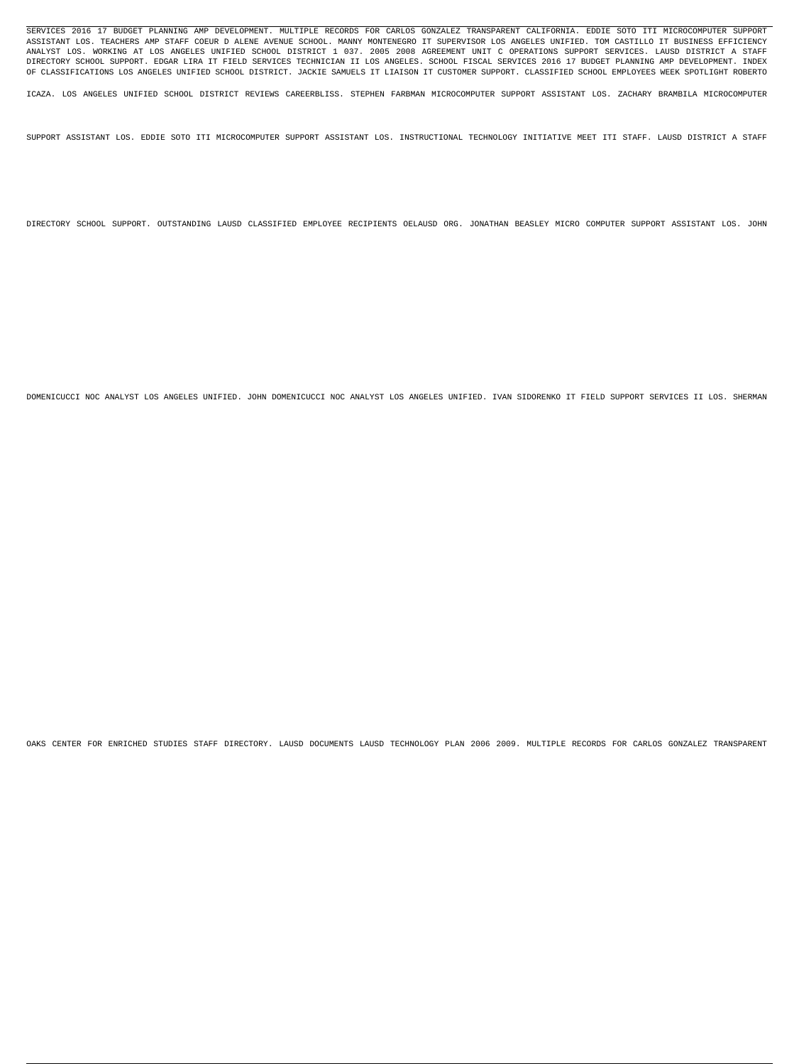SERVICES 2016 17 BUDGET PLANNING AMP DEVELOPMENT. MULTIPLE RECORDS FOR CARLOS GONZALEZ TRANSPARENT CALIFORNIA. EDDIE SOTO ITI MICROCOMPUTER SUPPORT ASSISTANT LOS. TEACHERS AMP STAFF COEUR D ALENE AVENUE SCHOOL. MANNY MONTENEGRO IT SUPERVISOR LOS ANGELES UNIFIED. TOM CASTILLO IT BUSINESS EFFICIENCY ANALYST LOS. WORKING AT LOS ANGELES UNIFIED SCHOOL DISTRICT 1 037. 2005 2008 AGREEMENT UNIT C OPERATIONS SUPPORT SERVICES. LAUSD DISTRICT A STAFF DIRECTORY SCHOOL SUPPORT. EDGAR LIRA IT FIELD SERVICES TECHNICIAN II LOS ANGELES. SCHOOL FISCAL SERVICES 2016 17 BUDGET PLANNING AMP DEVELOPMENT. INDEX OF CLASSIFICATIONS LOS ANGELES UNIFIED SCHOOL DISTRICT. JACKIE SAMUELS IT LIAISON IT CUSTOMER SUPPORT. CLASSIFIED SCHOOL EMPLOYEES WEEK SPOTLIGHT ROBERTO ICAZA. LOS ANGELES UNIFIED SCHOOL DISTRICT REVIEWS CAREERBLISS. STEPHEN FARBMAN MICROCOMPUTER SUPPORT ASSISTANT LOS. ZACHARY BRAMBILA MICROCOMPUTER SUPPORT ASSISTANT LOS. EDDIE SOTO ITI MICROCOMPUTER SUPPORT ASSISTANT LOS. INSTRUCTIONAL TECHNOLOGY INITIATIVE MEET ITI STAFF. LAUSD DISTRICT A STAFF DIRECTORY SCHOOL SUPPORT. OUTSTANDING LAUSD CLASSIFIED EMPLOYEE RECIPIENTS OELAUSD ORG. JONATHAN BEASLEY MICRO COMPUTER SUPPORT ASSISTANT LOS. JOHN DOMENICUCCI NOC ANALYST LOS ANGELES UNIFIED. JOHN DOMENICUCCI NOC ANALYST LOS ANGELES UNIFIED. IVAN SIDORENKO IT FIELD SUPPORT SERVICES II LOS. SHERMAN OAKS CENTER FOR ENRICHED STUDIES STAFF DIRECTORY. LAUSD DOCUMENTS LAUSD TECHNOLOGY PLAN 2006 2009. MULTIPLE RECORDS FOR CARLOS GONZALEZ TRANSPARENT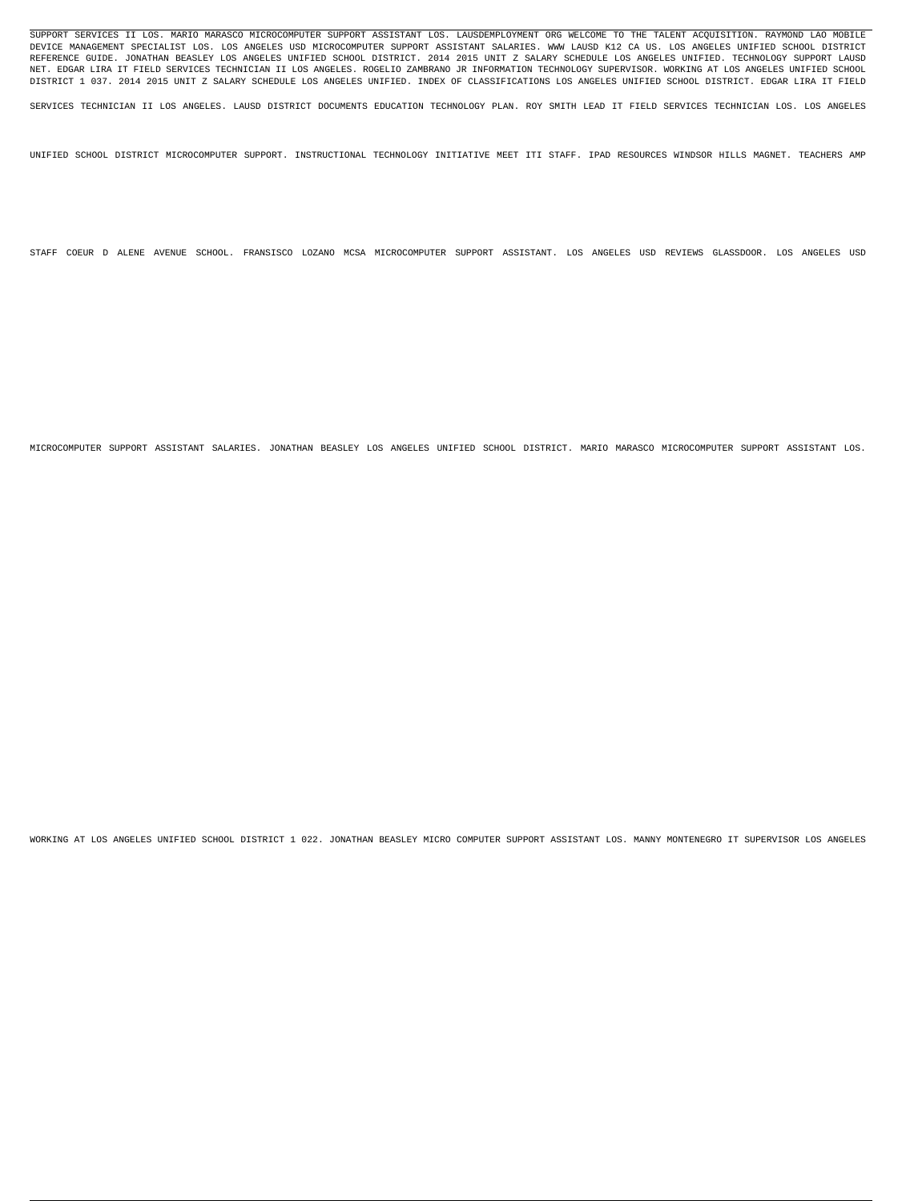SUPPORT SERVICES II LOS. MARIO MARASCO MICROCOMPUTER SUPPORT ASSISTANT LOS. LAUSDEMPLOYMENT ORG WELCOME TO THE TALENT ACQUISITION. RAYMOND LAO MOBILE DEVICE MANAGEMENT SPECIALIST LOS. LOS ANGELES USD MICROCOMPUTER SUPPORT ASSISTANT SALARIES. WWW LAUSD K12 CA US. LOS ANGELES UNIFIED SCHOOL DISTRICT REFERENCE GUIDE. JONATHAN BEASLEY LOS ANGELES UNIFIED SCHOOL DISTRICT. 2014 2015 UNIT Z SALARY SCHEDULE LOS ANGELES UNIFIED. TECHNOLOGY SUPPORT LAUSD NET. EDGAR LIRA IT FIELD SERVICES TECHNICIAN II LOS ANGELES. ROGELIO ZAMBRANO JR INFORMATION TECHNOLOGY SUPERVISOR. WORKING AT LOS ANGELES UNIFIED SCHOOL DISTRICT 1 037. 2014 2015 UNIT Z SALARY SCHEDULE LOS ANGELES UNIFIED. INDEX OF CLASSIFICATIONS LOS ANGELES UNIFIED SCHOOL DISTRICT. EDGAR LIRA IT FIELD SERVICES TECHNICIAN II LOS ANGELES. LAUSD DISTRICT DOCUMENTS EDUCATION TECHNOLOGY PLAN. ROY SMITH LEAD IT FIELD SERVICES TECHNICIAN LOS. LOS ANGELES UNIFIED SCHOOL DISTRICT MICROCOMPUTER SUPPORT. INSTRUCTIONAL TECHNOLOGY INITIATIVE MEET ITI STAFF. IPAD RESOURCES WINDSOR HILLS MAGNET. TEACHERS AMP STAFF COEUR D ALENE AVENUE SCHOOL. FRANSISCO LOZANO MCSA MICROCOMPUTER SUPPORT ASSISTANT. LOS ANGELES USD REVIEWS GLASSDOOR. LOS ANGELES USD MICROCOMPUTER SUPPORT ASSISTANT SALARIES. JONATHAN BEASLEY LOS ANGELES UNIFIED SCHOOL DISTRICT. MARIO MARASCO MICROCOMPUTER SUPPORT ASSISTANT LOS. WORKING AT LOS ANGELES UNIFIED SCHOOL DISTRICT 1 022. JONATHAN BEASLEY MICRO COMPUTER SUPPORT ASSISTANT LOS. MANNY MONTENEGRO IT SUPERVISOR LOS ANGELES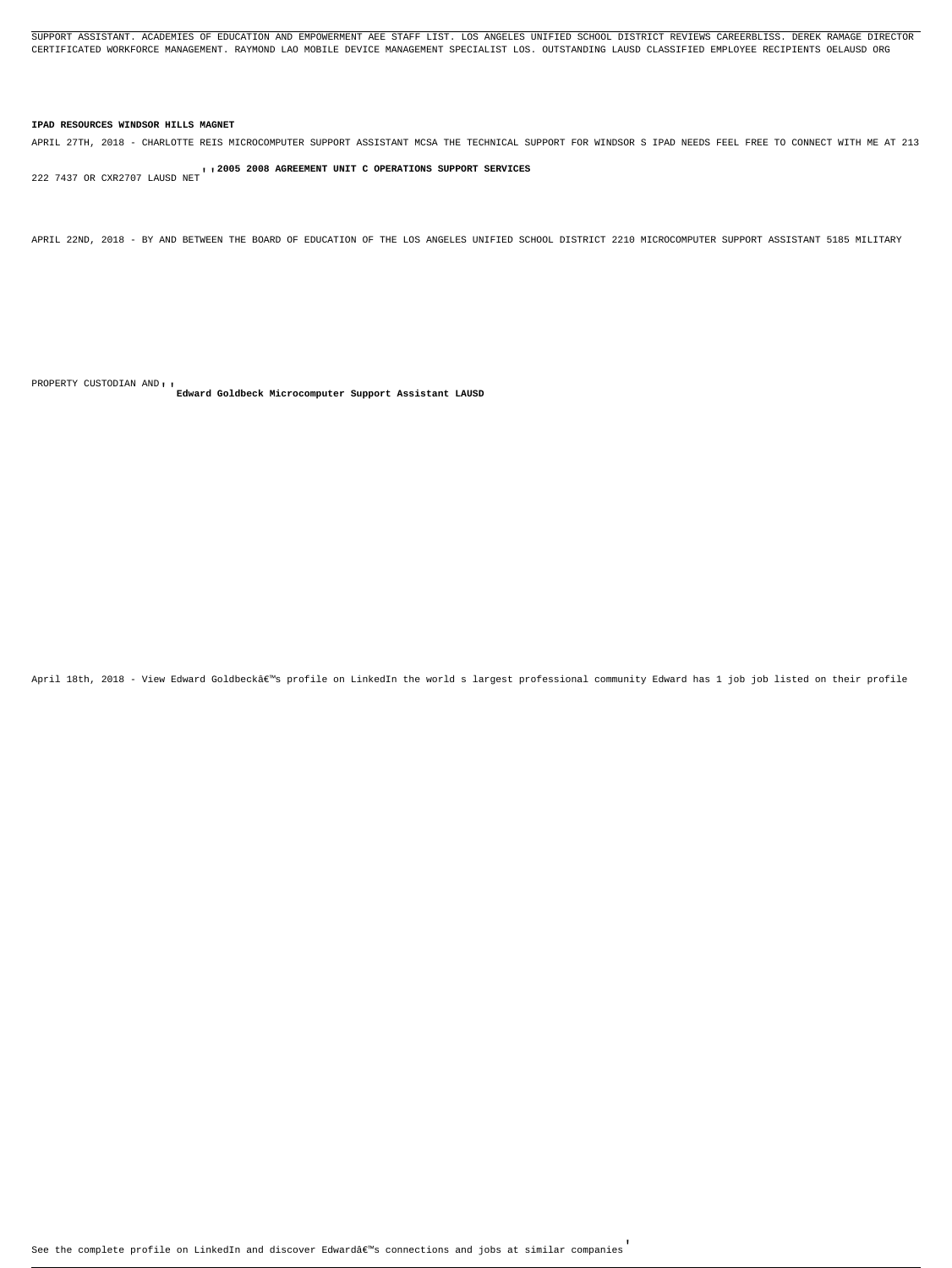SUPPORT ASSISTANT. ACADEMIES OF EDUCATION AND EMPOWERMENT AEE STAFF LIST. LOS ANGELES UNIFIED SCHOOL DISTRICT REVIEWS CAREERBLISS. DEREK RAMAGE DIRECTOR CERTIFICATED WORKFORCE MANAGEMENT. RAYMOND LAO MOBILE DEVICE MANAGEMENT SPECIALIST LOS. OUTSTANDING LAUSD CLASSIFIED EMPLOYEE RECIPIENTS OELAUSD ORG

**IPAD RESOURCES WINDSOR HILLS MAGNET**

APRIL 27TH, 2018 - CHARLOTTE REIS MICROCOMPUTER SUPPORT ASSISTANT MCSA THE TECHNICAL SUPPORT FOR WINDSOR S IPAD NEEDS FEEL FREE TO CONNECT WITH ME AT 213 222 7437 OR CXR2707 LAUSD NET''

**2005 2008 AGREEMENT UNIT C OPERATIONS SUPPORT SERVICES**

APRIL 22ND, 2018 - BY AND BETWEEN THE BOARD OF EDUCATION OF THE LOS ANGELES UNIFIED SCHOOL DISTRICT 2210 MICROCOMPUTER SUPPORT ASSISTANT 5185 MILITARY PROPERTY CUSTODIAN AND''

**Edward Goldbeck Microcomputer Support Assistant LAUSD**

April 18th, 2018 - View Edward Goldbeckâ€™s profile on LinkedIn the world s largest professional community Edward has 1 job job listed on their profile See the complete profile on LinkedIn and discover Edwardâ€™s connections and jobs at similar companies'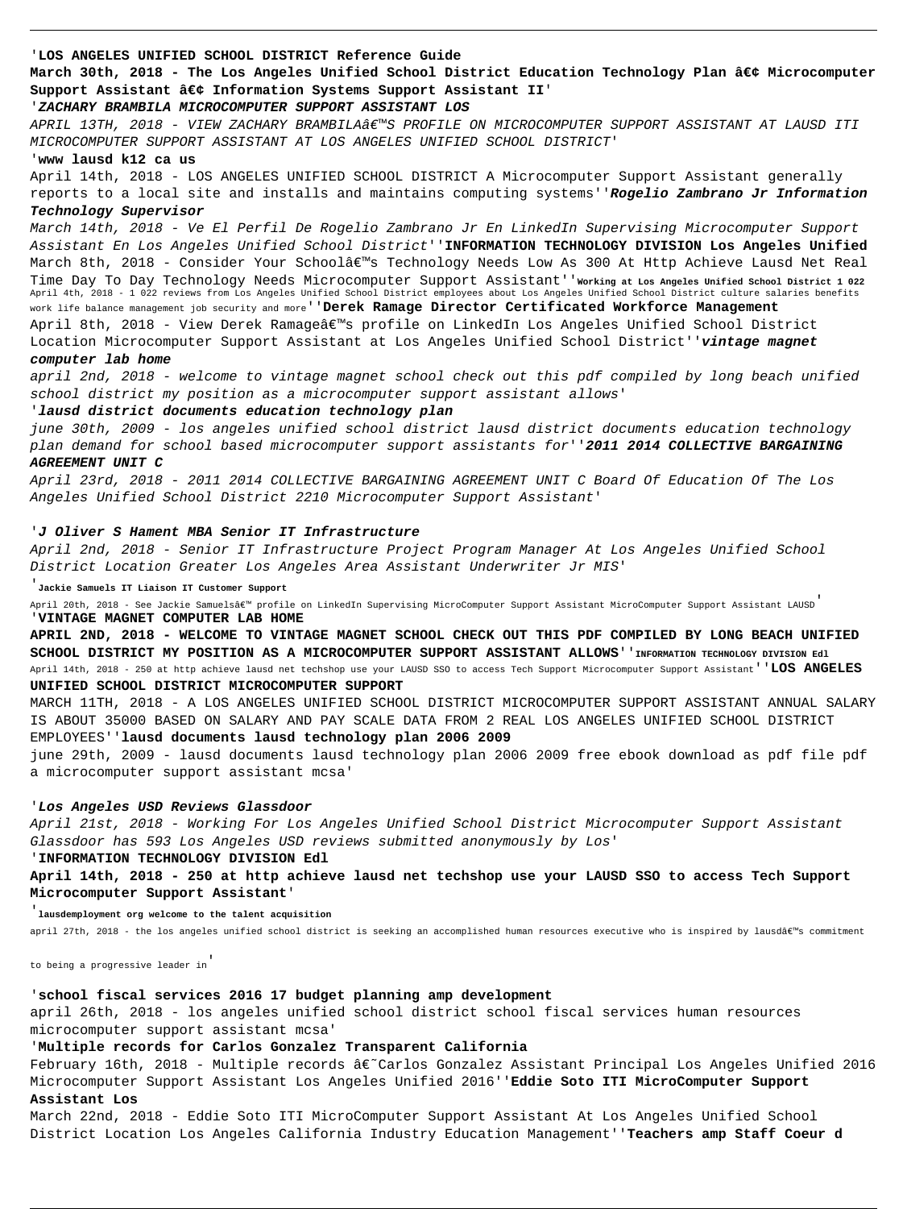'**LOS ANGELES UNIFIED SCHOOL DISTRICT Reference Guide**
**March 30th, 2018 - The Los Angeles Unified School District Education Technology Plan â€¢ Microcomputer Support Assistant â€¢ Information Systems Support Assistant II**'
'***ZACHARY BRAMBILA MICROCOMPUTER SUPPORT ASSISTANT LOS***
*APRIL 13TH, 2018 - VIEW ZACHARY BRAMBILAâ€™S PROFILE ON MICROCOMPUTER SUPPORT ASSISTANT AT LAUSD ITI MICROCOMPUTER SUPPORT ASSISTANT AT LOS ANGELES UNIFIED SCHOOL DISTRICT*'
'**www lausd k12 ca us**
April 14th, 2018 - LOS ANGELES UNIFIED SCHOOL DISTRICT A Microcomputer Support Assistant generally reports to a local site and installs and maintains computing systems''***Rogelio Zambrano Jr Information Technology Supervisor***
March 14th, 2018 - Ve El Perfil De Rogelio Zambrano Jr En LinkedIn Supervising Microcomputer Support Assistant En Los Angeles Unified School District''**INFORMATION TECHNOLOGY DIVISION Los Angeles Unified**
March 8th, 2018 - Consider Your Schoolâ€™s Technology Needs Low As 300 At Http Achieve Lausd Net Real Time Day To Day Technology Needs Microcomputer Support Assistant''**Working at Los Angeles Unified School District 1 022**
April 4th, 2018 - 1 022 reviews from Los Angeles Unified School District employees about Los Angeles Unified School District culture salaries benefits work life balance management job security and more''**Derek Ramage Director Certificated Workforce Management**
April 8th, 2018 - View Derek Ramageâ€™s profile on LinkedIn Los Angeles Unified School District Location Microcomputer Support Assistant at Los Angeles Unified School District''***vintage magnet computer lab home***
*april 2nd, 2018 - welcome to vintage magnet school check out this pdf compiled by long beach unified school district my position as a microcomputer support assistant allows*'
'***lausd district documents education technology plan***
*june 30th, 2009 - los angeles unified school district lausd district documents education technology plan demand for school based microcomputer support assistants for*''***2011 2014 COLLECTIVE BARGAINING AGREEMENT UNIT C***
*April 23rd, 2018 - 2011 2014 COLLECTIVE BARGAINING AGREEMENT UNIT C Board Of Education Of The Los Angeles Unified School District 2210 Microcomputer Support Assistant*'

'***J Oliver S Hament MBA Senior IT Infrastructure***
*April 2nd, 2018 - Senior IT Infrastructure Project Program Manager At Los Angeles Unified School District Location Greater Los Angeles Area Assistant Underwriter Jr MIS*'
'**Jackie Samuels IT Liaison IT Customer Support**
April 20th, 2018 - See Jackie Samuelsâ€™ profile on LinkedIn Supervising MicroComputer Support Assistant MicroComputer Support Assistant LAUSD'
'**VINTAGE MAGNET COMPUTER LAB HOME**
**APRIL 2ND, 2018 - WELCOME TO VINTAGE MAGNET SCHOOL CHECK OUT THIS PDF COMPILED BY LONG BEACH UNIFIED SCHOOL DISTRICT MY POSITION AS A MICROCOMPUTER SUPPORT ASSISTANT ALLOWS**''**INFORMATION TECHNOLOGY DIVISION Edl**
April 14th, 2018 - 250 at http achieve lausd net techshop use your LAUSD SSO to access Tech Support Microcomputer Support Assistant''**LOS ANGELES UNIFIED SCHOOL DISTRICT MICROCOMPUTER SUPPORT**
MARCH 11TH, 2018 - A LOS ANGELES UNIFIED SCHOOL DISTRICT MICROCOMPUTER SUPPORT ASSISTANT ANNUAL SALARY IS ABOUT 35000 BASED ON SALARY AND PAY SCALE DATA FROM 2 REAL LOS ANGELES UNIFIED SCHOOL DISTRICT EMPLOYEES''**lausd documents lausd technology plan 2006 2009**
june 29th, 2009 - lausd documents lausd technology plan 2006 2009 free ebook download as pdf file pdf a microcomputer support assistant mcsa'

'***Los Angeles USD Reviews Glassdoor***
*April 21st, 2018 - Working For Los Angeles Unified School District Microcomputer Support Assistant Glassdoor has 593 Los Angeles USD reviews submitted anonymously by Los*'
'**INFORMATION TECHNOLOGY DIVISION Edl**
**April 14th, 2018 - 250 at http achieve lausd net techshop use your LAUSD SSO to access Tech Support Microcomputer Support Assistant**'
'**lausdemployment org welcome to the talent acquisition**
april 27th, 2018 - the los angeles unified school district is seeking an accomplished human resources executive who is inspired by lausdâ€™s commitment to being a progressive leader in'

'**school fiscal services 2016 17 budget planning amp development**
april 26th, 2018 - los angeles unified school district school fiscal services human resources microcomputer support assistant mcsa'
'**Multiple records for Carlos Gonzalez Transparent California**
February 16th, 2018 - Multiple records â€˜Carlos Gonzalez Assistant Principal Los Angeles Unified 2016 Microcomputer Support Assistant Los Angeles Unified 2016''**Eddie Soto ITI MicroComputer Support Assistant Los**
March 22nd, 2018 - Eddie Soto ITI MicroComputer Support Assistant At Los Angeles Unified School District Location Los Angeles California Industry Education Management''**Teachers amp Staff Coeur d**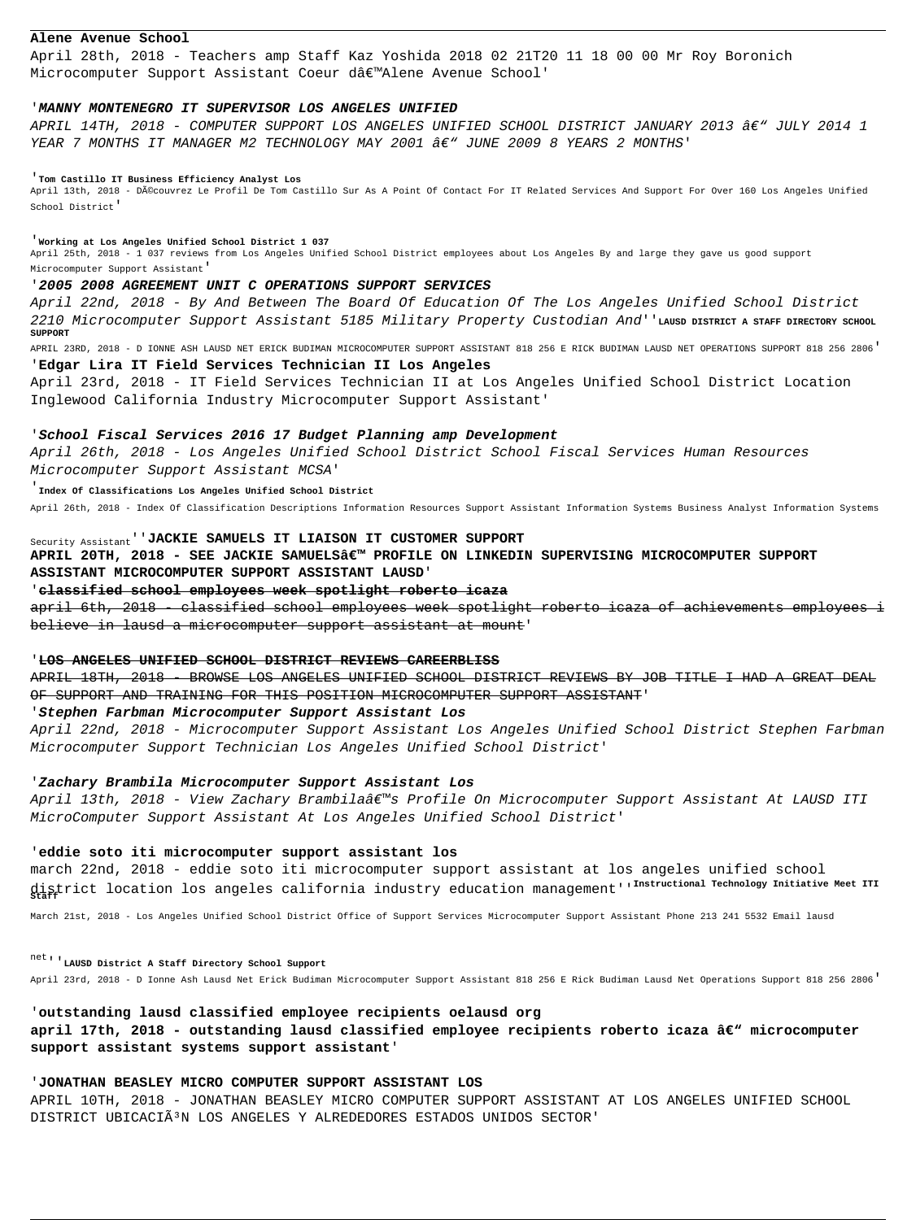**Alene Avenue School**

April 28th, 2018 - Teachers amp Staff Kaz Yoshida 2018 02 21T20 11 18 00 00 Mr Roy Boronich Microcomputer Support Assistant Coeur dâ€™Alene Avenue School'

'**MANNY MONTENEGRO IT SUPERVISOR LOS ANGELES UNIFIED**

*APRIL 14TH, 2018 - COMPUTER SUPPORT LOS ANGELES UNIFIED SCHOOL DISTRICT JANUARY 2013 â€" JULY 2014 1 YEAR 7 MONTHS IT MANAGER M2 TECHNOLOGY MAY 2001 â€" JUNE 2009 8 YEARS 2 MONTHS*'

'**Tom Castillo IT Business Efficiency Analyst Los**

April 13th, 2018 - DÃ©couvrez Le Profil De Tom Castillo Sur As A Point Of Contact For IT Related Services And Support For Over 160 Los Angeles Unified School District'

'**Working at Los Angeles Unified School District 1 037**

April 25th, 2018 - 1 037 reviews from Los Angeles Unified School District employees about Los Angeles By and large they gave us good support Microcomputer Support Assistant'

'**2005 2008 AGREEMENT UNIT C OPERATIONS SUPPORT SERVICES**

*April 22nd, 2018 - By And Between The Board Of Education Of The Los Angeles Unified School District 2210 Microcomputer Support Assistant 5185 Military Property Custodian And*''**LAUSD DISTRICT A STAFF DIRECTORY SCHOOL SUPPORT**

APRIL 23RD, 2018 - D IONNE ASH LAUSD NET ERICK BUDIMAN MICROCOMPUTER SUPPORT ASSISTANT 818 256 E RICK BUDIMAN LAUSD NET OPERATIONS SUPPORT 818 256 2806'

'**Edgar Lira IT Field Services Technician II Los Angeles**

April 23rd, 2018 - IT Field Services Technician II at Los Angeles Unified School District Location Inglewood California Industry Microcomputer Support Assistant'

'**School Fiscal Services 2016 17 Budget Planning amp Development**

*April 26th, 2018 - Los Angeles Unified School District School Fiscal Services Human Resources Microcomputer Support Assistant MCSA*'

'**Index Of Classifications Los Angeles Unified School District**

April 26th, 2018 - Index Of Classification Descriptions Information Resources Support Assistant Information Systems Business Analyst Information Systems Security Assistant''**JACKIE SAMUELS IT LIAISON IT CUSTOMER SUPPORT**

**APRIL 20TH, 2018 - SEE JACKIE SAMUELSâ€™ PROFILE ON LINKEDIN SUPERVISING MICROCOMPUTER SUPPORT ASSISTANT MICROCOMPUTER SUPPORT ASSISTANT LAUSD**'

'~~**classified school employees week spotlight roberto icaza**~~

~~april 6th, 2018 - classified school employees week spotlight roberto icaza of achievements employees i believe in lausd a microcomputer support assistant at mount~~'

'~~**LOS ANGELES UNIFIED SCHOOL DISTRICT REVIEWS CAREERBLISS**~~

~~APRIL 18TH, 2018 - BROWSE LOS ANGELES UNIFIED SCHOOL DISTRICT REVIEWS BY JOB TITLE I HAD A GREAT DEAL OF SUPPORT AND TRAINING FOR THIS POSITION MICROCOMPUTER SUPPORT ASSISTANT~~'

'**Stephen Farbman Microcomputer Support Assistant Los**

*April 22nd, 2018 - Microcomputer Support Assistant Los Angeles Unified School District Stephen Farbman Microcomputer Support Technician Los Angeles Unified School District*'

'**Zachary Brambila Microcomputer Support Assistant Los**

*April 13th, 2018 - View Zachary Brambilaâ€™s Profile On Microcomputer Support Assistant At LAUSD ITI MicroComputer Support Assistant At Los Angeles Unified School District*'

'**eddie soto iti microcomputer support assistant los**

march 22nd, 2018 - eddie soto iti microcomputer support assistant at los angeles unified school district location los angeles california industry education management''**Instructional Technology Initiative Meet ITI Staff**

March 21st, 2018 - Los Angeles Unified School District Office of Support Services Microcomputer Support Assistant Phone 213 241 5532 Email lausd net''**LAUSD District A Staff Directory School Support**

April 23rd, 2018 - D Ionne Ash Lausd Net Erick Budiman Microcomputer Support Assistant 818 256 E Rick Budiman Lausd Net Operations Support 818 256 2806'

'**outstanding lausd classified employee recipients oelausd org**

**april 17th, 2018 - outstanding lausd classified employee recipients roberto icaza â€" microcomputer support assistant systems support assistant**'

'**JONATHAN BEASLEY MICRO COMPUTER SUPPORT ASSISTANT LOS**

APRIL 10TH, 2018 - JONATHAN BEASLEY MICRO COMPUTER SUPPORT ASSISTANT AT LOS ANGELES UNIFIED SCHOOL DISTRICT UBICACIÃ³N LOS ANGELES Y ALREDEDORES ESTADOS UNIDOS SECTOR'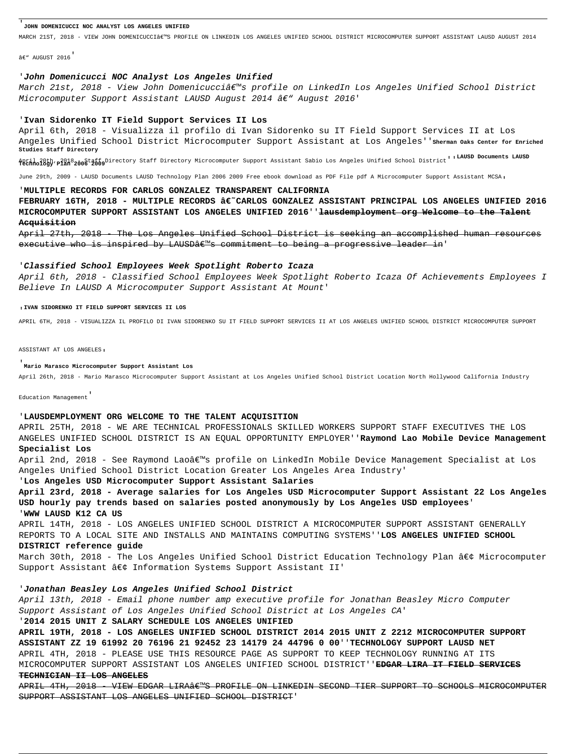'**JOHN DOMENICUCCI NOC ANALYST LOS ANGELES UNIFIED**

MARCH 21ST, 2018 - VIEW JOHN DOMENICUCCI€™S PROFILE ON LINKEDIN LOS ANGELES UNIFIED SCHOOL DISTRICT MICROCOMPUTER SUPPORT ASSISTANT LAUSD AUGUST 2014 â€" AUGUST 2016'

'***John Domenicucci NOC Analyst Los Angeles Unified***

*March 21st, 2018 - View John Domenicucciâ€™s profile on LinkedIn Los Angeles Unified School District Microcomputer Support Assistant LAUSD August 2014 â€" August 2016*'

'**Ivan Sidorenko IT Field Support Services II Los**

April 6th, 2018 - Visualizza il profilo di Ivan Sidorenko su IT Field Support Services II at Los Angeles Unified School District Microcomputer Support Assistant at Los Angeles''**Sherman Oaks Center for Enriched Studies Staff Directory**

April 20th, 2018 - Staff Directory Staff Directory Microcomputer Support Assistant Sabio Los Angeles Unified School District''**LAUSD Documents LAUSD Technology Plan 2006 2009**

June 29th, 2009 - LAUSD Documents LAUSD Technology Plan 2006 2009 Free ebook download as PDF File pdf A Microcomputer Support Assistant MCSA'

'**MULTIPLE RECORDS FOR CARLOS GONZALEZ TRANSPARENT CALIFORNIA**

**FEBRUARY 16TH, 2018 - MULTIPLE RECORDS â€˜CARLOS GONZALEZ ASSISTANT PRINCIPAL LOS ANGELES UNIFIED 2016 MICROCOMPUTER SUPPORT ASSISTANT LOS ANGELES UNIFIED 2016**''~~**lausdemployment org Welcome to the Talent Acquisition**~~

~~April 27th, 2018 - The Los Angeles Unified School District is seeking an accomplished human resources executive who is inspired by LAUSDâ€™s commitment to being a progressive leader in~~'

'***Classified School Employees Week Spotlight Roberto Icaza***

*April 6th, 2018 - Classified School Employees Week Spotlight Roberto Icaza Of Achievements Employees I Believe In LAUSD A Microcomputer Support Assistant At Mount*'

'**IVAN SIDORENKO IT FIELD SUPPORT SERVICES II LOS**

APRIL 6TH, 2018 - VISUALIZZA IL PROFILO DI IVAN SIDORENKO SU IT FIELD SUPPORT SERVICES II AT LOS ANGELES UNIFIED SCHOOL DISTRICT MICROCOMPUTER SUPPORT ASSISTANT AT LOS ANGELES'

'**Mario Marasco Microcomputer Support Assistant Los**

April 26th, 2018 - Mario Marasco Microcomputer Support Assistant at Los Angeles Unified School District Location North Hollywood California Industry Education Management'

'**LAUSDEMPLOYMENT ORG WELCOME TO THE TALENT ACQUISITION**

APRIL 25TH, 2018 - WE ARE TECHNICAL PROFESSIONALS SKILLED WORKERS SUPPORT STAFF EXECUTIVES THE LOS ANGELES UNIFIED SCHOOL DISTRICT IS AN EQUAL OPPORTUNITY EMPLOYER''**Raymond Lao Mobile Device Management Specialist Los**

April 2nd, 2018 - See Raymond Laoâ€™s profile on LinkedIn Mobile Device Management Specialist at Los Angeles Unified School District Location Greater Los Angeles Area Industry'

'**Los Angeles USD Microcomputer Support Assistant Salaries**

**April 23rd, 2018 - Average salaries for Los Angeles USD Microcomputer Support Assistant 22 Los Angeles USD hourly pay trends based on salaries posted anonymously by Los Angeles USD employees**'

'**WWW LAUSD K12 CA US**

APRIL 14TH, 2018 - LOS ANGELES UNIFIED SCHOOL DISTRICT A MICROCOMPUTER SUPPORT ASSISTANT GENERALLY REPORTS TO A LOCAL SITE AND INSTALLS AND MAINTAINS COMPUTING SYSTEMS''**LOS ANGELES UNIFIED SCHOOL DISTRICT reference guide**

March 30th, 2018 - The Los Angeles Unified School District Education Technology Plan â€¢ Microcomputer Support Assistant â€¢ Information Systems Support Assistant II'

'***Jonathan Beasley Los Angeles Unified School District***

*April 13th, 2018 - Email phone number amp executive profile for Jonathan Beasley Micro Computer Support Assistant of Los Angeles Unified School District at Los Angeles CA*'

'**2014 2015 UNIT Z SALARY SCHEDULE LOS ANGELES UNIFIED**

**APRIL 19TH, 2018 - LOS ANGELES UNIFIED SCHOOL DISTRICT 2014 2015 UNIT Z 2212 MICROCOMPUTER SUPPORT ASSISTANT ZZ 19 61992 20 76196 21 92452 23 14179 24 44796 0 00**''**TECHNOLOGY SUPPORT LAUSD NET**

APRIL 4TH, 2018 - PLEASE USE THIS RESOURCE PAGE AS SUPPORT TO KEEP TECHNOLOGY RUNNING AT ITS MICROCOMPUTER SUPPORT ASSISTANT LOS ANGELES UNIFIED SCHOOL DISTRICT''~~**EDGAR LIRA IT FIELD SERVICES TECHNICIAN II LOS ANGELES**~~

~~APRIL 4TH, 2018 - VIEW EDGAR LIRAâ€™S PROFILE ON LINKEDIN SECOND TIER SUPPORT TO SCHOOLS MICROCOMPUTER SUPPORT ASSISTANT LOS ANGELES UNIFIED SCHOOL DISTRICT~~'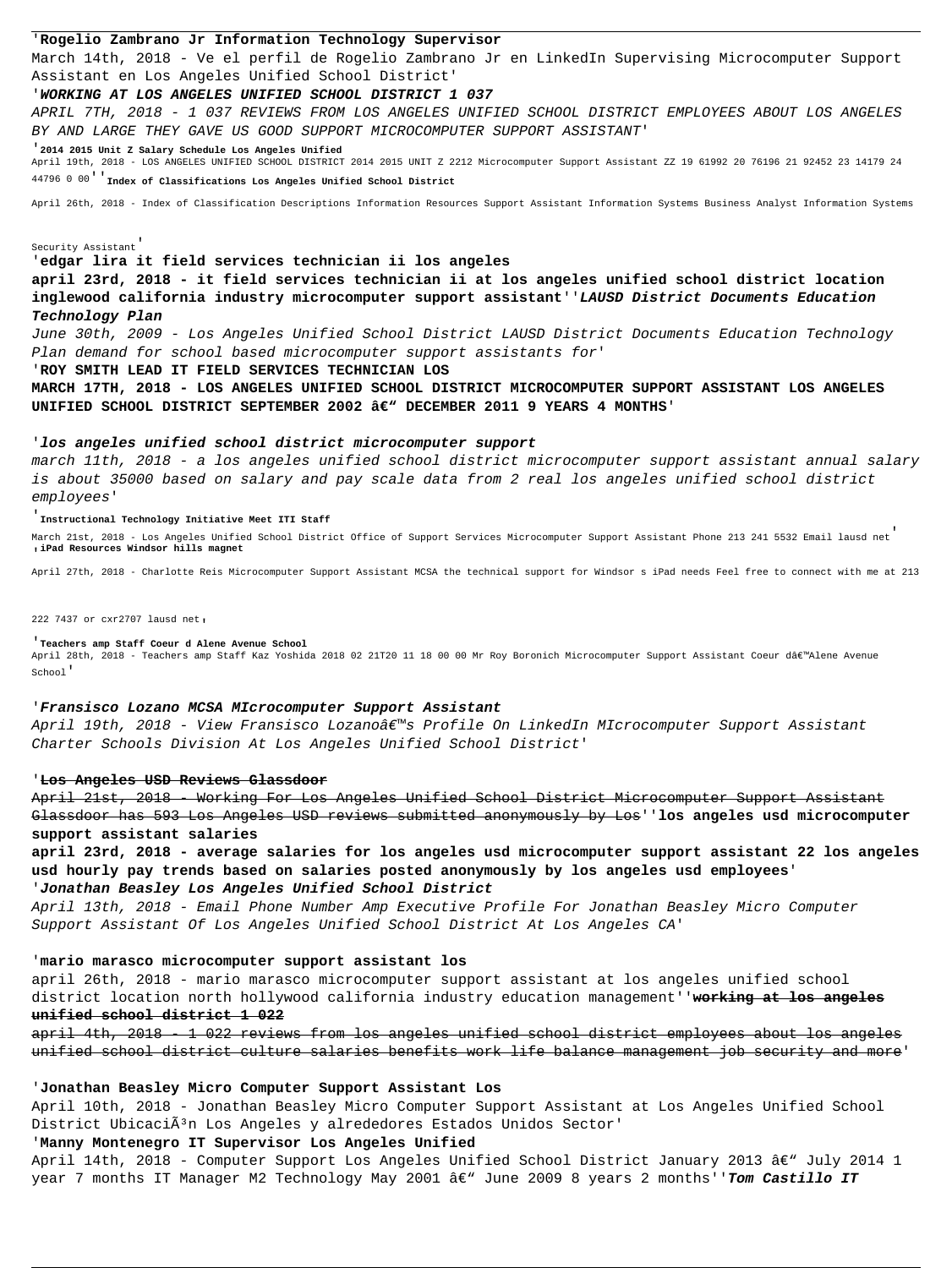'**Rogelio Zambrano Jr Information Technology Supervisor**
March 14th, 2018 - Ve el perfil de Rogelio Zambrano Jr en LinkedIn Supervising Microcomputer Support Assistant en Los Angeles Unified School District'

'***WORKING AT LOS ANGELES UNIFIED SCHOOL DISTRICT 1 037***
*APRIL 7TH, 2018 - 1 037 REVIEWS FROM LOS ANGELES UNIFIED SCHOOL DISTRICT EMPLOYEES ABOUT LOS ANGELES BY AND LARGE THEY GAVE US GOOD SUPPORT MICROCOMPUTER SUPPORT ASSISTANT*'

'**2014 2015 Unit Z Salary Schedule Los Angeles Unified**
April 19th, 2018 - LOS ANGELES UNIFIED SCHOOL DISTRICT 2014 2015 UNIT Z 2212 Microcomputer Support Assistant ZZ 19 61992 20 76196 21 92452 23 14179 24 44796 0 00''**Index of Classifications Los Angeles Unified School District**
April 26th, 2018 - Index of Classification Descriptions Information Resources Support Assistant Information Systems Business Analyst Information Systems Security Assistant'

'**edgar lira it field services technician ii los angeles**
**april 23rd, 2018 - it field services technician ii at los angeles unified school district location inglewood california industry microcomputer support assistant**''***LAUSD District Documents Education Technology Plan***
*June 30th, 2009 - Los Angeles Unified School District LAUSD District Documents Education Technology Plan demand for school based microcomputer support assistants for*'

'**ROY SMITH LEAD IT FIELD SERVICES TECHNICIAN LOS**
**MARCH 17TH, 2018 - LOS ANGELES UNIFIED SCHOOL DISTRICT MICROCOMPUTER SUPPORT ASSISTANT LOS ANGELES UNIFIED SCHOOL DISTRICT SEPTEMBER 2002 â€" DECEMBER 2011 9 YEARS 4 MONTHS**'

'***los angeles unified school district microcomputer support***
*march 11th, 2018 - a los angeles unified school district microcomputer support assistant annual salary is about 35000 based on salary and pay scale data from 2 real los angeles unified school district employees*'

'**Instructional Technology Initiative Meet ITI Staff**
March 21st, 2018 - Los Angeles Unified School District Office of Support Services Microcomputer Support Assistant Phone 213 241 5532 Email lausd net'
'**iPad Resources Windsor hills magnet**
April 27th, 2018 - Charlotte Reis Microcomputer Support Assistant MCSA the technical support for Windsor s iPad needs Feel free to connect with me at 213 222 7437 or cxr2707 lausd net'

'**Teachers amp Staff Coeur d Alene Avenue School**
April 28th, 2018 - Teachers amp Staff Kaz Yoshida 2018 02 21T20 11 18 00 00 Mr Roy Boronich Microcomputer Support Assistant Coeur dâ€™Alene Avenue School'

'***Fransisco Lozano MCSA MIcrocomputer Support Assistant***
*April 19th, 2018 - View Fransisco Lozanoâ€™s Profile On LinkedIn MIcrocomputer Support Assistant Charter Schools Division At Los Angeles Unified School District*'

'~~**Los Angeles USD Reviews Glassdoor**~~
~~April 21st, 2018 - Working For Los Angeles Unified School District Microcomputer Support Assistant Glassdoor has 593 Los Angeles USD reviews submitted anonymously by Los~~''**los angeles usd microcomputer support assistant salaries**
**april 23rd, 2018 - average salaries for los angeles usd microcomputer support assistant 22 los angeles usd hourly pay trends based on salaries posted anonymously by los angeles usd employees**'
'***Jonathan Beasley Los Angeles Unified School District***
*April 13th, 2018 - Email Phone Number Amp Executive Profile For Jonathan Beasley Micro Computer Support Assistant Of Los Angeles Unified School District At Los Angeles CA*'

'**mario marasco microcomputer support assistant los**
april 26th, 2018 - mario marasco microcomputer support assistant at los angeles unified school district location north hollywood california industry education management''~~**working at los angeles unified school district 1 022**~~
~~april 4th, 2018 - 1 022 reviews from los angeles unified school district employees about los angeles unified school district culture salaries benefits work life balance management job security and more~~'

'**Jonathan Beasley Micro Computer Support Assistant Los**
April 10th, 2018 - Jonathan Beasley Micro Computer Support Assistant at Los Angeles Unified School District UbicaciÃ³n Los Angeles y alrededores Estados Unidos Sector'
'**Manny Montenegro IT Supervisor Los Angeles Unified**
April 14th, 2018 - Computer Support Los Angeles Unified School District January 2013 â€" July 2014 1 year 7 months IT Manager M2 Technology May 2001 â€" June 2009 8 years 2 months''***Tom Castillo IT***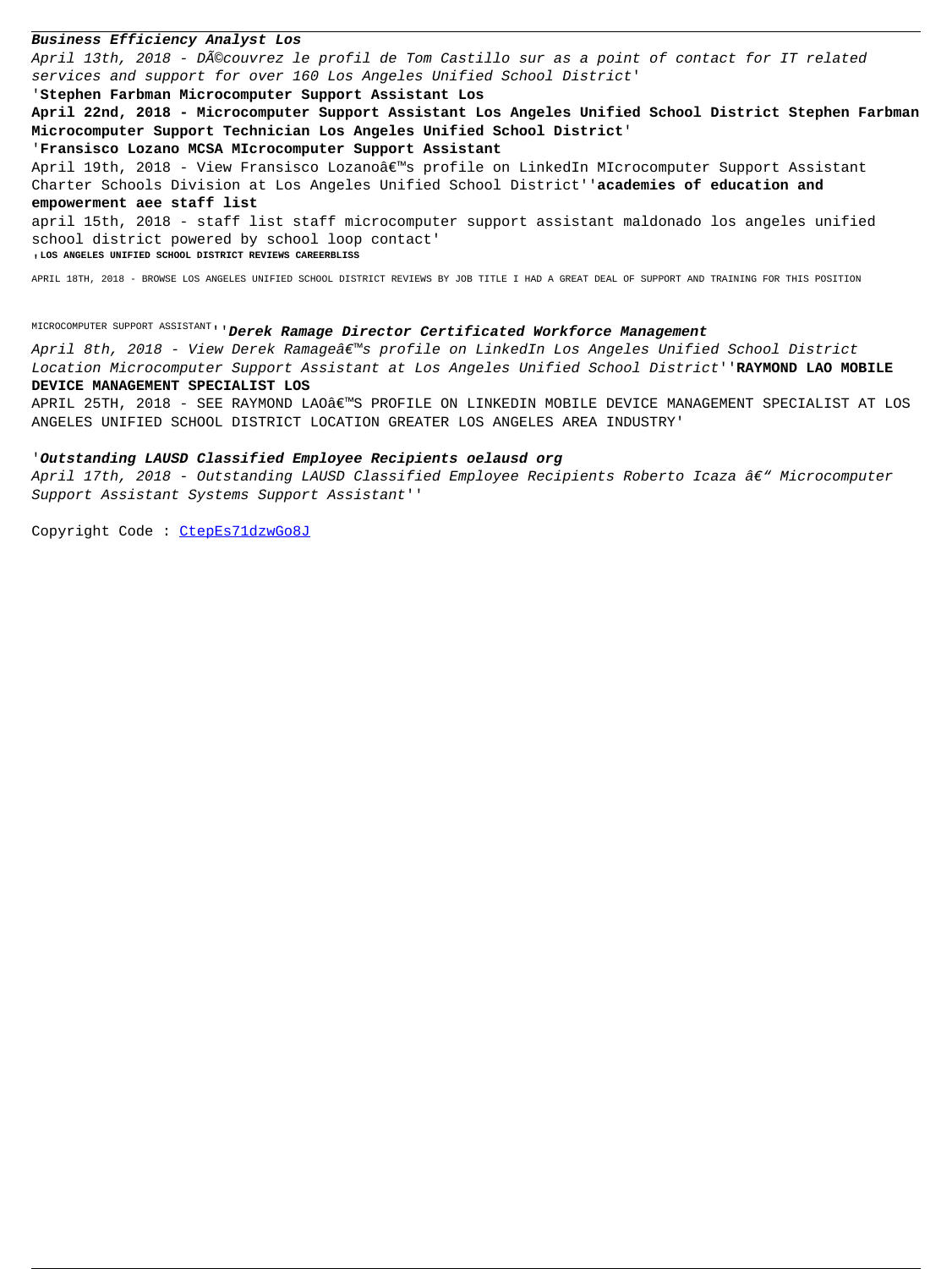**Business Efficiency Analyst Los**

*April 13th, 2018 - DÃ©couvrez le profil de Tom Castillo sur as a point of contact for IT related services and support for over 160 Los Angeles Unified School District*'

'**Stephen Farbman Microcomputer Support Assistant Los**

**April 22nd, 2018 - Microcomputer Support Assistant Los Angeles Unified School District Stephen Farbman Microcomputer Support Technician Los Angeles Unified School District**'

'**Fransisco Lozano MCSA MIcrocomputer Support Assistant**

April 19th, 2018 - View Fransisco Lozanoâ€™s profile on LinkedIn MIcrocomputer Support Assistant Charter Schools Division at Los Angeles Unified School District''**academies of education and empowerment aee staff list**

april 15th, 2018 - staff list staff microcomputer support assistant maldonado los angeles unified school district powered by school loop contact'

'**LOS ANGELES UNIFIED SCHOOL DISTRICT REVIEWS CAREERBLISS**

APRIL 18TH, 2018 - BROWSE LOS ANGELES UNIFIED SCHOOL DISTRICT REVIEWS BY JOB TITLE I HAD A GREAT DEAL OF SUPPORT AND TRAINING FOR THIS POSITION MICROCOMPUTER SUPPORT ASSISTANT''***Derek Ramage Director Certificated Workforce Management***

*April 8th, 2018 - View Derek Ramageâ€™s profile on LinkedIn Los Angeles Unified School District Location Microcomputer Support Assistant at Los Angeles Unified School District*''**RAYMOND LAO MOBILE DEVICE MANAGEMENT SPECIALIST LOS**

APRIL 25TH, 2018 - SEE RAYMOND LAOâ€™S PROFILE ON LINKEDIN MOBILE DEVICE MANAGEMENT SPECIALIST AT LOS ANGELES UNIFIED SCHOOL DISTRICT LOCATION GREATER LOS ANGELES AREA INDUSTRY'

'***Outstanding LAUSD Classified Employee Recipients oelausd org***

*April 17th, 2018 - Outstanding LAUSD Classified Employee Recipients Roberto Icaza â€" Microcomputer Support Assistant Systems Support Assistant*''

Copyright Code : CtepEs71dzwGo8J